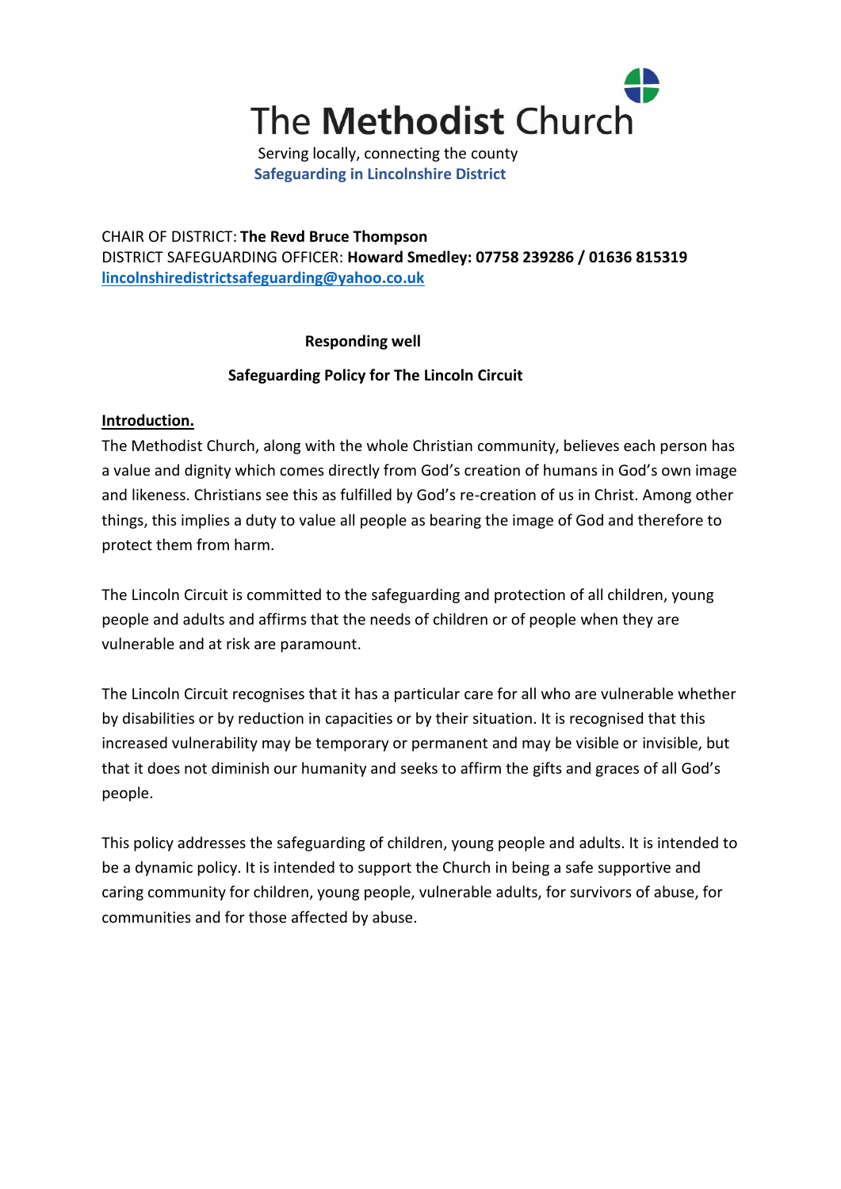# The Methodist Church

Serving locally, connecting the county

**Safeguarding in Lincolnshire District**

CHAIR OF DISTRICT: **The Revd Bruce Thompson**
DISTRICT SAFEGUARDING OFFICER: **Howard Smedley: 07758 239286 / 01636 815319**
**lincolnshiredistrictsafeguarding@yahoo.co.uk**

**Responding well**

**Safeguarding Policy for The Lincoln Circuit**

## Introduction.

The Methodist Church, along with the whole Christian community, believes each person has a value and dignity which comes directly from God's creation of humans in God's own image and likeness. Christians see this as fulfilled by God's re-creation of us in Christ. Among other things, this implies a duty to value all people as bearing the image of God and therefore to protect them from harm.

The Lincoln Circuit is committed to the safeguarding and protection of all children, young people and adults and affirms that the needs of children or of people when they are vulnerable and at risk are paramount.

The Lincoln Circuit recognises that it has a particular care for all who are vulnerable whether by disabilities or by reduction in capacities or by their situation. It is recognised that this increased vulnerability may be temporary or permanent and may be visible or invisible, but that it does not diminish our humanity and seeks to affirm the gifts and graces of all God's people.

This policy addresses the safeguarding of children, young people and adults. It is intended to be a dynamic policy. It is intended to support the Church in being a safe supportive and caring community for children, young people, vulnerable adults, for survivors of abuse, for communities and for those affected by abuse.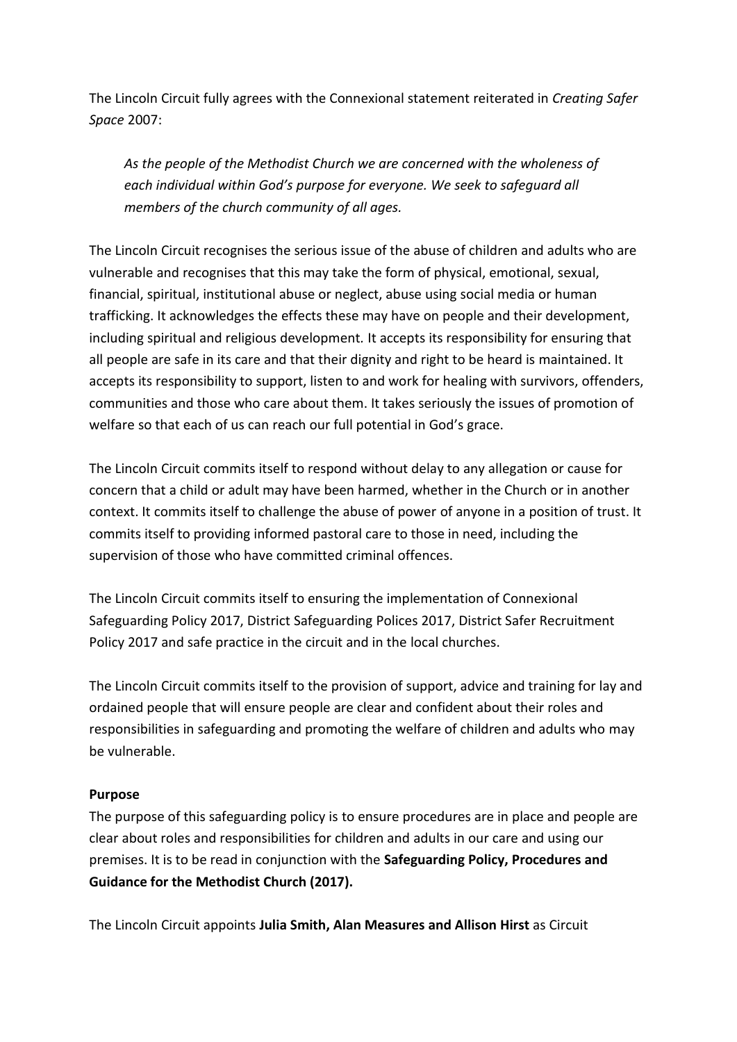The Lincoln Circuit fully agrees with the Connexional statement reiterated in *Creating Safer Space* 2007:

> *As the people of the Methodist Church we are concerned with the wholeness of each individual within God's purpose for everyone. We seek to safeguard all members of the church community of all ages.*

The Lincoln Circuit recognises the serious issue of the abuse of children and adults who are vulnerable and recognises that this may take the form of physical, emotional, sexual, financial, spiritual, institutional abuse or neglect, abuse using social media or human trafficking. It acknowledges the effects these may have on people and their development, including spiritual and religious development. It accepts its responsibility for ensuring that all people are safe in its care and that their dignity and right to be heard is maintained. It accepts its responsibility to support, listen to and work for healing with survivors, offenders, communities and those who care about them. It takes seriously the issues of promotion of welfare so that each of us can reach our full potential in God's grace.

The Lincoln Circuit commits itself to respond without delay to any allegation or cause for concern that a child or adult may have been harmed, whether in the Church or in another context. It commits itself to challenge the abuse of power of anyone in a position of trust. It commits itself to providing informed pastoral care to those in need, including the supervision of those who have committed criminal offences.

The Lincoln Circuit commits itself to ensuring the implementation of Connexional Safeguarding Policy 2017, District Safeguarding Polices 2017, District Safer Recruitment Policy 2017 and safe practice in the circuit and in the local churches.

The Lincoln Circuit commits itself to the provision of support, advice and training for lay and ordained people that will ensure people are clear and confident about their roles and responsibilities in safeguarding and promoting the welfare of children and adults who may be vulnerable.

**Purpose**

The purpose of this safeguarding policy is to ensure procedures are in place and people are clear about roles and responsibilities for children and adults in our care and using our premises. It is to be read in conjunction with the **Safeguarding Policy, Procedures and Guidance for the Methodist Church (2017).**

The Lincoln Circuit appoints **Julia Smith, Alan Measures and Allison Hirst** as Circuit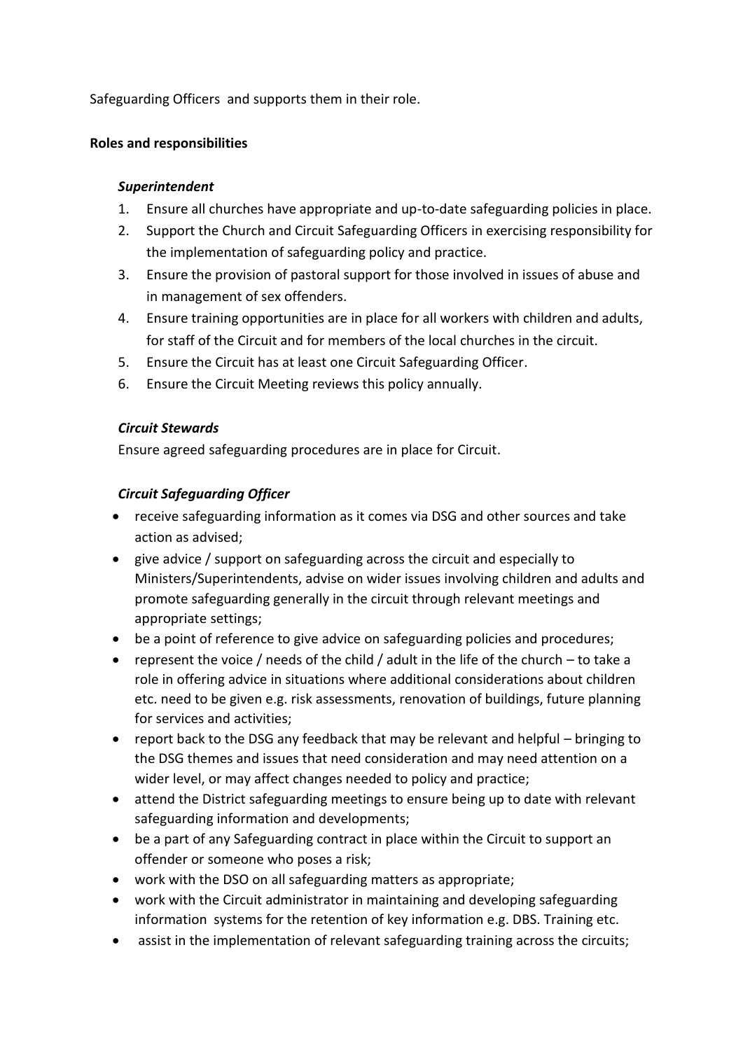Safeguarding Officers and supports them in their role.

**Roles and responsibilities**

***Superintendent***

1. Ensure all churches have appropriate and up-to-date safeguarding policies in place.
2. Support the Church and Circuit Safeguarding Officers in exercising responsibility for the implementation of safeguarding policy and practice.
3. Ensure the provision of pastoral support for those involved in issues of abuse and in management of sex offenders.
4. Ensure training opportunities are in place for all workers with children and adults, for staff of the Circuit and for members of the local churches in the circuit.
5. Ensure the Circuit has at least one Circuit Safeguarding Officer.
6. Ensure the Circuit Meeting reviews this policy annually.

***Circuit Stewards***

Ensure agreed safeguarding procedures are in place for Circuit.

***Circuit Safeguarding Officer***

- receive safeguarding information as it comes via DSG and other sources and take action as advised;
- give advice / support on safeguarding across the circuit and especially to Ministers/Superintendents, advise on wider issues involving children and adults and promote safeguarding generally in the circuit through relevant meetings and appropriate settings;
- be a point of reference to give advice on safeguarding policies and procedures;
- represent the voice / needs of the child / adult in the life of the church – to take a role in offering advice in situations where additional considerations about children etc. need to be given e.g. risk assessments, renovation of buildings, future planning for services and activities;
- report back to the DSG any feedback that may be relevant and helpful – bringing to the DSG themes and issues that need consideration and may need attention on a wider level, or may affect changes needed to policy and practice;
- attend the District safeguarding meetings to ensure being up to date with relevant safeguarding information and developments;
- be a part of any Safeguarding contract in place within the Circuit to support an offender or someone who poses a risk;
- work with the DSO on all safeguarding matters as appropriate;
- work with the Circuit administrator in maintaining and developing safeguarding information systems for the retention of key information e.g. DBS. Training etc.
- assist in the implementation of relevant safeguarding training across the circuits;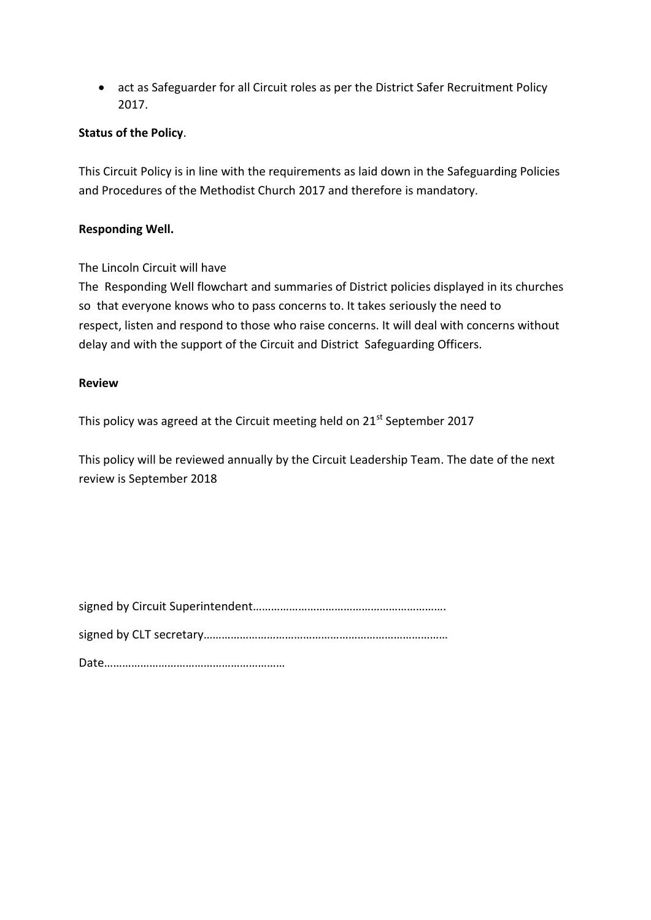- act as Safeguarder for all Circuit roles as per the District Safer Recruitment Policy 2017.

**Status of the Policy**.

This Circuit Policy is in line with the requirements as laid down in the Safeguarding Policies and Procedures of the Methodist Church 2017 and therefore is mandatory.

**Responding Well.**

The Lincoln Circuit will have
The Responding Well flowchart and summaries of District policies displayed in its churches so that everyone knows who to pass concerns to. It takes seriously the need to respect, listen and respond to those who raise concerns. It will deal with concerns without delay and with the support of the Circuit and District Safeguarding Officers.

**Review**

This policy was agreed at the Circuit meeting held on 21st September 2017

This policy will be reviewed annually by the Circuit Leadership Team. The date of the next review is September 2018

signed by Circuit Superintendent……………………………………………………….

signed by CLT secretary……………………………………………………………………

Date……………………………………………………